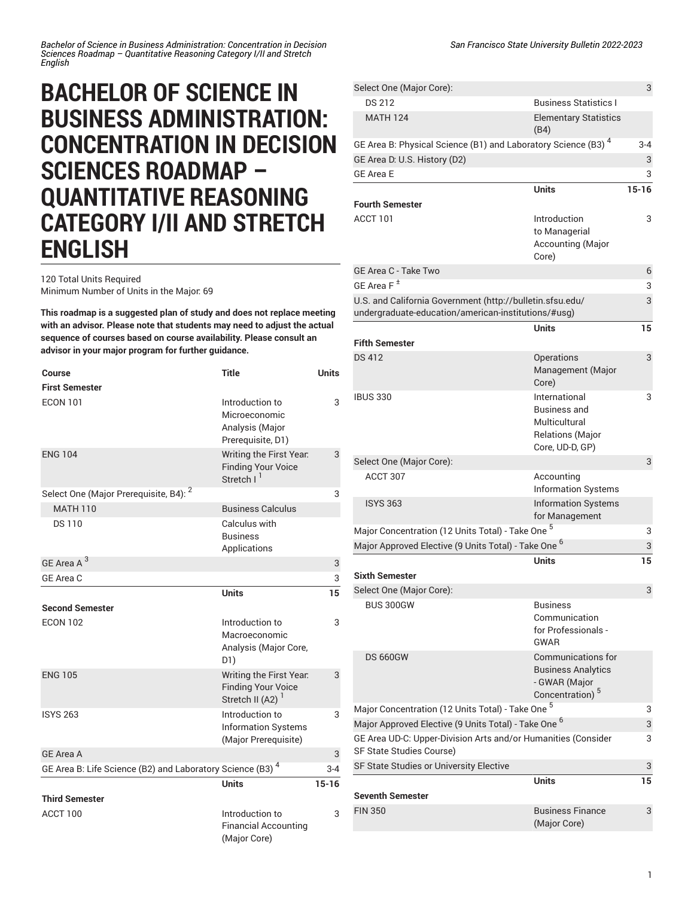# BACHELOR OF SCIENCE IN BUSINESS ADMINISTRATION: CONCENTRATION IN DECISION SCIENCES ROADMAP – QUANTITATIVE REASONING CATEGORY I/II AND STRETCH ENGLISH

120 Total Units Required
Minimum Number of Units in the Major: 69

**This roadmap is a suggested plan of study and does not replace meeting with an advisor. Please note that students may need to adjust the actual sequence of courses based on course availability. Please consult an advisor in your major program for further guidance.**

| Course | Title | Units |
| --- | --- | --- |
| **First Semester** | | |
| ECON 101 | Introduction to Microeconomic Analysis (Major Prerequisite, D1) | 3 |
| ENG 104 | Writing the First Year: Finding Your Voice Stretch I [1] | 3 |
| Select One (Major Prerequisite, B4): [2] | | 3 |
| MATH 110 | Business Calculus | |
| DS 110 | Calculus with Business Applications | |
| GE Area A [3] | | 3 |
| GE Area C | | 3 |
| | **Units** | **15** |
| **Second Semester** | | |
| ECON 102 | Introduction to Macroeconomic Analysis (Major Core, D1) | 3 |
| ENG 105 | Writing the First Year: Finding Your Voice Stretch II (A2) [1] | 3 |
| ISYS 263 | Introduction to Information Systems (Major Prerequisite) | 3 |
| GE Area A | | 3 |
| GE Area B: Life Science (B2) and Laboratory Science (B3) [4] | | 3-4 |
| | **Units** | **15-16** |
| **Third Semester** | | |
| ACCT 100 | Introduction to Financial Accounting (Major Core) | 3 |
| Select One (Major Core): | | 3 |
| DS 212 | Business Statistics I | |
| MATH 124 | Elementary Statistics (B4) | |
| GE Area B: Physical Science (B1) and Laboratory Science (B3) [4] | | 3-4 |
| GE Area D: U.S. History (D2) | | 3 |
| GE Area E | | 3 |
| | **Units** | **15-16** |
| **Fourth Semester** | | |
| ACCT 101 | Introduction to Managerial Accounting (Major Core) | 3 |
| GE Area C - Take Two | | 6 |
| GE Area F [±] | | 3 |
| U.S. and California Government (http://bulletin.sfsu.edu/undergraduate-education/american-institutions/#usg) | | 3 |
| | **Units** | **15** |
| **Fifth Semester** | | |
| DS 412 | Operations Management (Major Core) | 3 |
| IBUS 330 | International Business and Multicultural Relations (Major Core, UD-D, GP) | 3 |
| Select One (Major Core): | | 3 |
| ACCT 307 | Accounting Information Systems | |
| ISYS 363 | Information Systems for Management | |
| Major Concentration (12 Units Total) - Take One [5] | | 3 |
| Major Approved Elective (9 Units Total) - Take One [6] | | 3 |
| | **Units** | **15** |
| **Sixth Semester** | | |
| Select One (Major Core): | | 3 |
| BUS 300GW | Business Communication for Professionals - GWAR | |
| DS 660GW | Communications for Business Analytics - GWAR (Major Concentration) [5] | |
| Major Concentration (12 Units Total) - Take One [5] | | 3 |
| Major Approved Elective (9 Units Total) - Take One [6] | | 3 |
| GE Area UD-C: Upper-Division Arts and/or Humanities (Consider SF State Studies Course) | | 3 |
| SF State Studies or University Elective | | 3 |
| | **Units** | **15** |
| **Seventh Semester** | | |
| FIN 350 | Business Finance (Major Core) | 3 |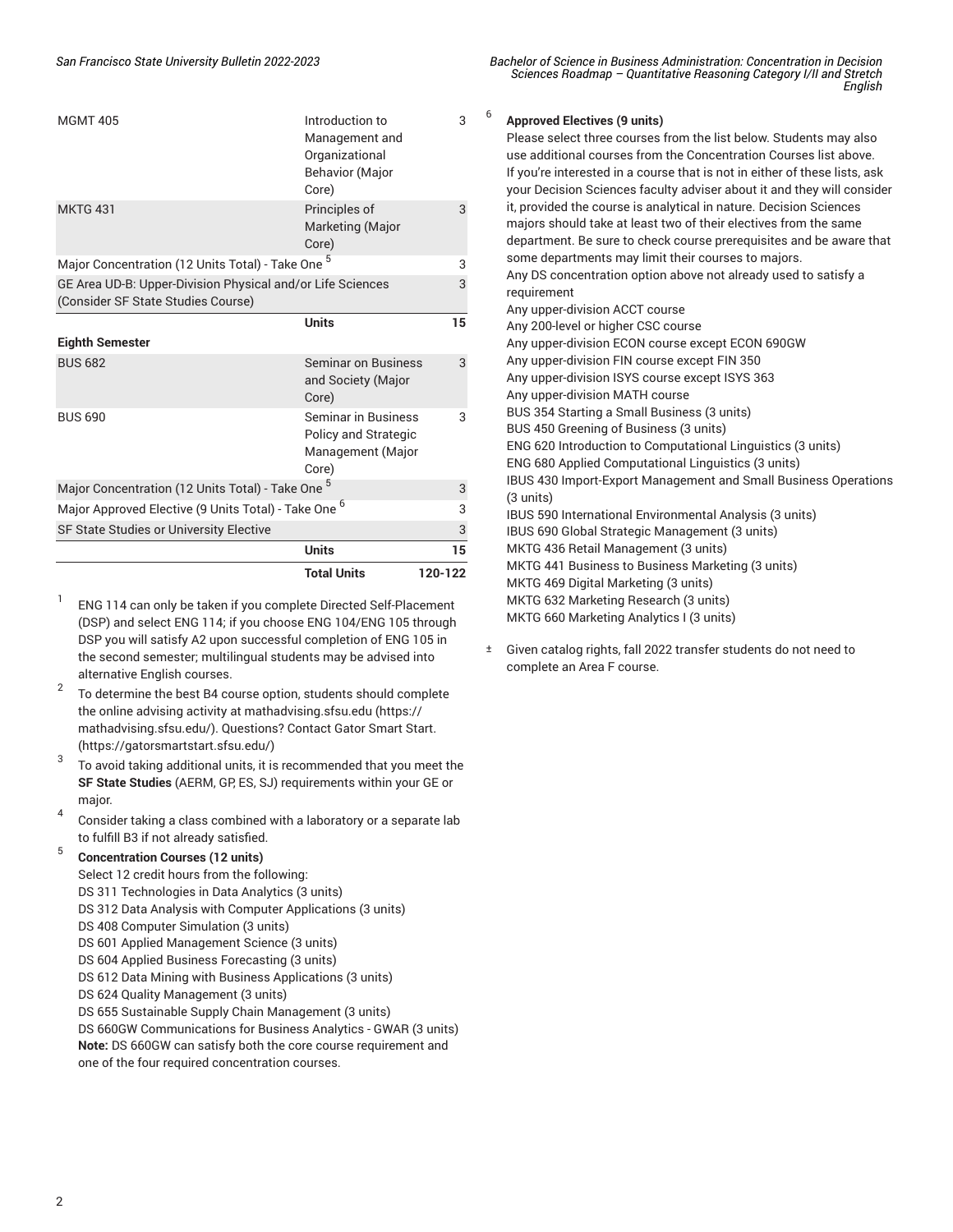| | | |
|---|---|---|
| MGMT 405 | Introduction to Management and Organizational Behavior (Major Core) | 3 |
| MKTG 431 | Principles of Marketing (Major Core) | 3 |
| Major Concentration (12 Units Total) - Take One [5] | | 3 |
| GE Area UD-B: Upper-Division Physical and/or Life Sciences (Consider SF State Studies Course) | | 3 |
| | **Units** | **15** |
| **Eighth Semester** | | |
| BUS 682 | Seminar on Business and Society (Major Core) | 3 |
| BUS 690 | Seminar in Business Policy and Strategic Management (Major Core) | 3 |
| Major Concentration (12 Units Total) - Take One [5] | | 3 |
| Major Approved Elective (9 Units Total) - Take One [6] | | 3 |
| SF State Studies or University Elective | | 3 |
| | **Units** | **15** |
| | **Total Units** | **120-122** |

[1] ENG 114 can only be taken if you complete Directed Self-Placement (DSP) and select ENG 114; if you choose ENG 104/ENG 105 through DSP you will satisfy A2 upon successful completion of ENG 105 in the second semester; multilingual students may be advised into alternative English courses.

[2] To determine the best B4 course option, students should complete the online advising activity at mathadvising.sfsu.edu (https://mathadvising.sfsu.edu/). Questions? Contact Gator Smart Start. (https://gatorsmartstart.sfsu.edu/)

[3] To avoid taking additional units, it is recommended that you meet the **SF State Studies** (AERM, GP, ES, SJ) requirements within your GE or major.

[4] Consider taking a class combined with a laboratory or a separate lab to fulfill B3 if not already satisfied.

[5] **Concentration Courses (12 units)**
Select 12 credit hours from the following:
DS 311 Technologies in Data Analytics (3 units)
DS 312 Data Analysis with Computer Applications (3 units)
DS 408 Computer Simulation (3 units)
DS 601 Applied Management Science (3 units)
DS 604 Applied Business Forecasting (3 units)
DS 612 Data Mining with Business Applications (3 units)
DS 624 Quality Management (3 units)
DS 655 Sustainable Supply Chain Management (3 units)
DS 660GW Communications for Business Analytics - GWAR (3 units)
**Note:** DS 660GW can satisfy both the core course requirement and one of the four required concentration courses.

[6] **Approved Electives (9 units)**
Please select three courses from the list below. Students may also use additional courses from the Concentration Courses list above. If you're interested in a course that is not in either of these lists, ask your Decision Sciences faculty adviser about it and they will consider it, provided the course is analytical in nature. Decision Sciences majors should take at least two of their electives from the same department. Be sure to check course prerequisites and be aware that some departments may limit their courses to majors.
Any DS concentration option above not already used to satisfy a requirement
Any upper-division ACCT course
Any 200-level or higher CSC course
Any upper-division ECON course except ECON 690GW
Any upper-division FIN course except FIN 350
Any upper-division ISYS course except ISYS 363
Any upper-division MATH course
BUS 354 Starting a Small Business (3 units)
BUS 450 Greening of Business (3 units)
ENG 620 Introduction to Computational Linguistics (3 units)
ENG 680 Applied Computational Linguistics (3 units)
IBUS 430 Import-Export Management and Small Business Operations (3 units)
IBUS 590 International Environmental Analysis (3 units)
IBUS 690 Global Strategic Management (3 units)
MKTG 436 Retail Management (3 units)
MKTG 441 Business to Business Marketing (3 units)
MKTG 469 Digital Marketing (3 units)
MKTG 632 Marketing Research (3 units)
MKTG 660 Marketing Analytics I (3 units)

± Given catalog rights, fall 2022 transfer students do not need to complete an Area F course.